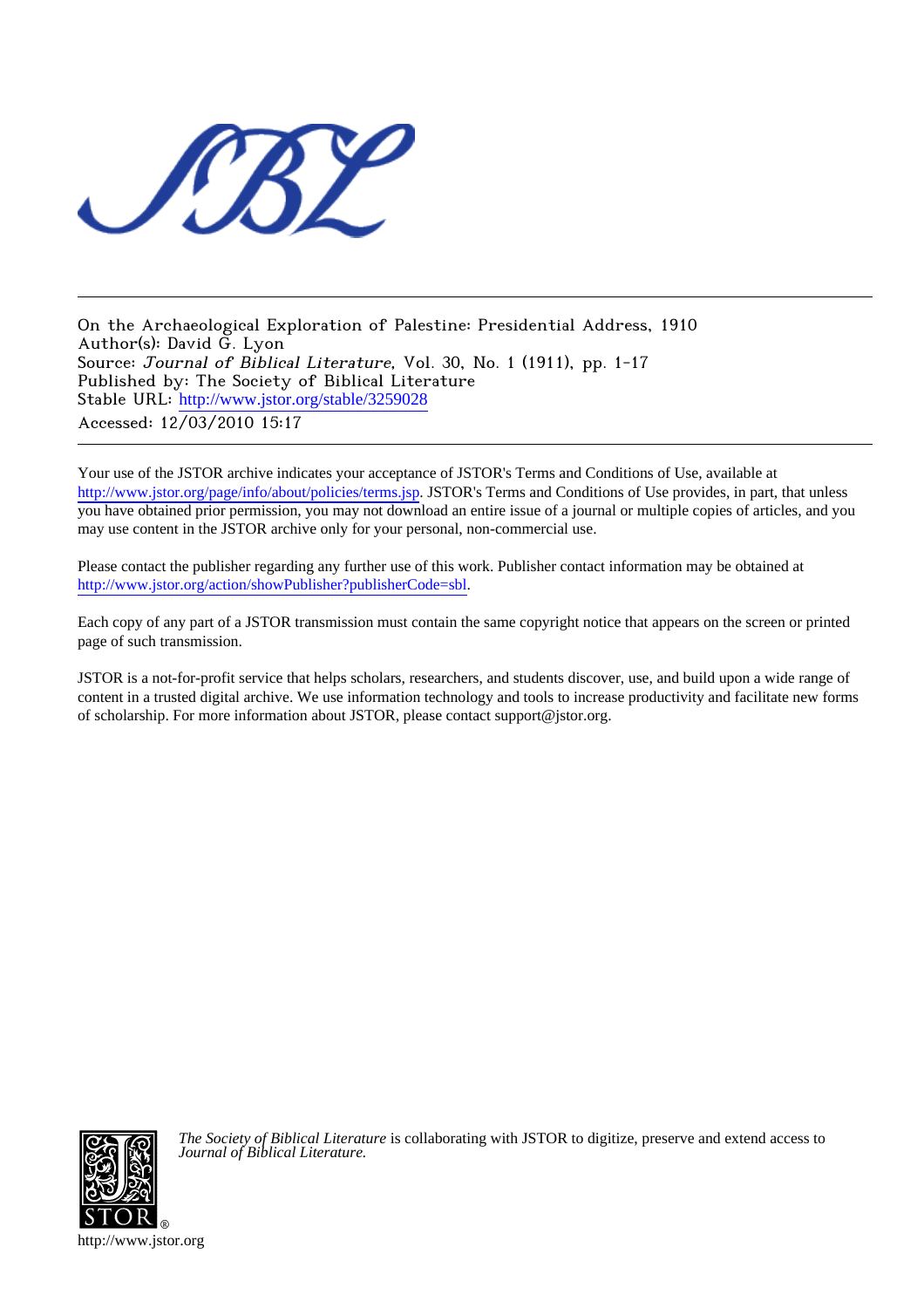On the Archaeological Exploration of Palestine: Presidential Address, 1910
Author(s): David G. Lyon
Source: *Journal of Biblical Literature*, Vol. 30, No. 1 (1911), pp. 1-17
Published by: The Society of Biblical Literature
Stable URL: http://www.jstor.org/stable/3259028
Accessed: 12/03/2010 15:17

Your use of the JSTOR archive indicates your acceptance of JSTOR's Terms and Conditions of Use, available at http://www.jstor.org/page/info/about/policies/terms.jsp. JSTOR's Terms and Conditions of Use provides, in part, that unless you have obtained prior permission, you may not download an entire issue of a journal or multiple copies of articles, and you may use content in the JSTOR archive only for your personal, non-commercial use.

Please contact the publisher regarding any further use of this work. Publisher contact information may be obtained at http://www.jstor.org/action/showPublisher?publisherCode=sbl.

Each copy of any part of a JSTOR transmission must contain the same copyright notice that appears on the screen or printed page of such transmission.

JSTOR is a not-for-profit service that helps scholars, researchers, and students discover, use, and build upon a wide range of content in a trusted digital archive. We use information technology and tools to increase productivity and facilitate new forms of scholarship. For more information about JSTOR, please contact support@jstor.org.

*The Society of Biblical Literature* is collaborating with JSTOR to digitize, preserve and extend access to *Journal of Biblical Literature.*

http://www.jstor.org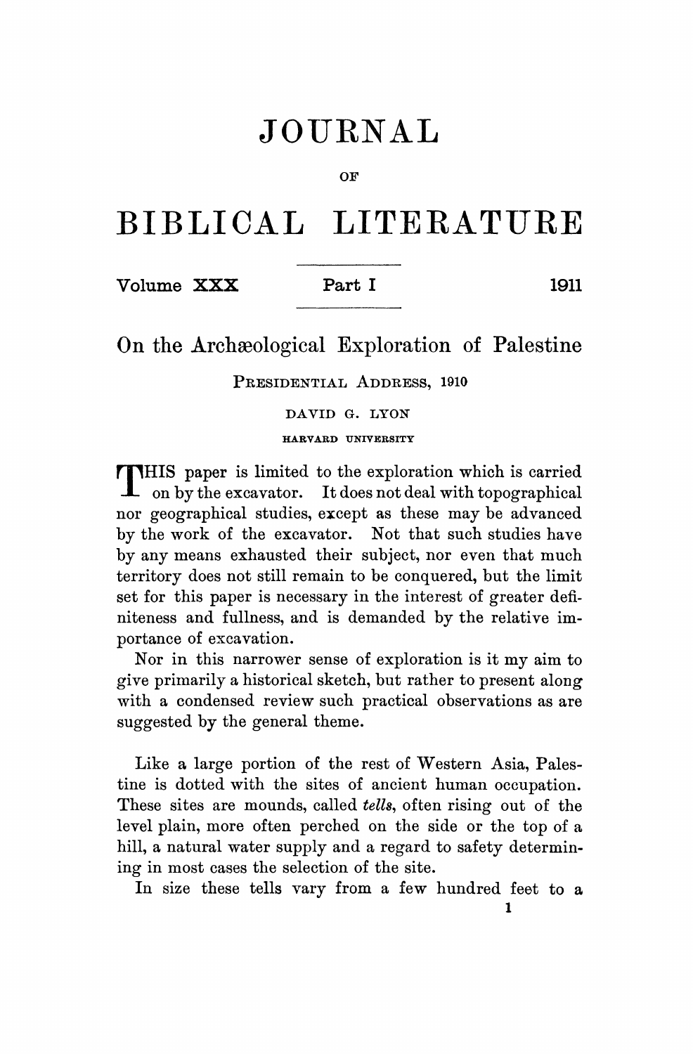# JOURNAL

OF

# BIBLICAL LITERATURE

Volume XXX — Part I — 1911

## On the Archæological Exploration of Palestine

PRESIDENTIAL ADDRESS, 1910

DAVID G. LYON

HARVARD UNIVERSITY

THIS paper is limited to the exploration which is carried on by the excavator. It does not deal with topographical nor geographical studies, except as these may be advanced by the work of the excavator. Not that such studies have by any means exhausted their subject, nor even that much territory does not still remain to be conquered, but the limit set for this paper is necessary in the interest of greater definiteness and fullness, and is demanded by the relative importance of excavation.

Nor in this narrower sense of exploration is it my aim to give primarily a historical sketch, but rather to present along with a condensed review such practical observations as are suggested by the general theme.

Like a large portion of the rest of Western Asia, Palestine is dotted with the sites of ancient human occupation. These sites are mounds, called *tells*, often rising out of the level plain, more often perched on the side or the top of a hill, a natural water supply and a regard to safety determining in most cases the selection of the site.

In size these tells vary from a few hundred feet to a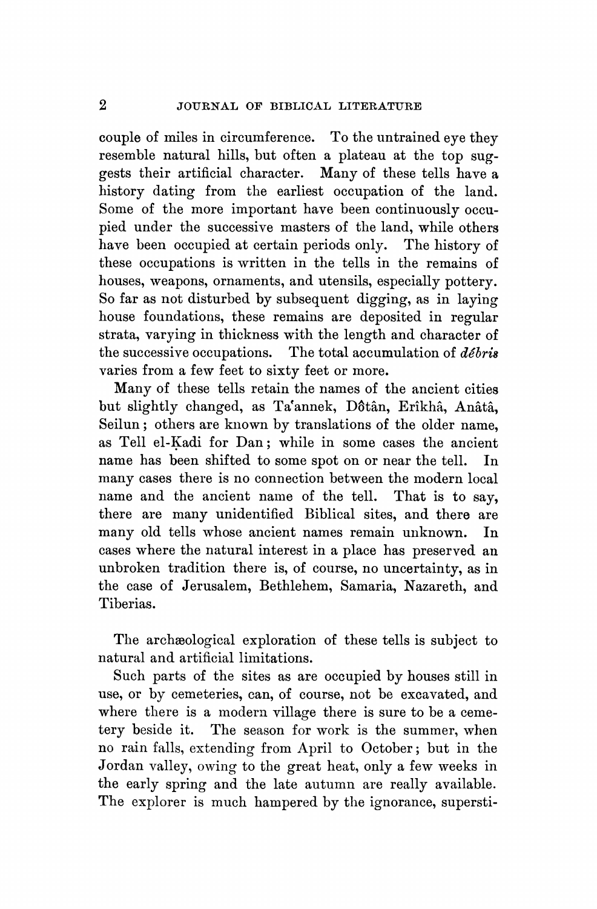couple of miles in circumference. To the untrained eye they resemble natural hills, but often a plateau at the top suggests their artificial character. Many of these tells have a history dating from the earliest occupation of the land. Some of the more important have been continuously occupied under the successive masters of the land, while others have been occupied at certain periods only. The history of these occupations is written in the tells in the remains of houses, weapons, ornaments, and utensils, especially pottery. So far as not disturbed by subsequent digging, as in laying house foundations, these remains are deposited in regular strata, varying in thickness with the length and character of the successive occupations. The total accumulation of *débris* varies from a few feet to sixty feet or more.

Many of these tells retain the names of the ancient cities but slightly changed, as Ta'annek, Dôtân, Erîkhâ, Anâtâ, Seilun; others are known by translations of the older name, as Tell el-Ḳadi for Dan; while in some cases the ancient name has been shifted to some spot on or near the tell. In many cases there is no connection between the modern local name and the ancient name of the tell. That is to say, there are many unidentified Biblical sites, and there are many old tells whose ancient names remain unknown. In cases where the natural interest in a place has preserved an unbroken tradition there is, of course, no uncertainty, as in the case of Jerusalem, Bethlehem, Samaria, Nazareth, and Tiberias.

The archæological exploration of these tells is subject to natural and artificial limitations.

Such parts of the sites as are occupied by houses still in use, or by cemeteries, can, of course, not be excavated, and where there is a modern village there is sure to be a cemetery beside it. The season for work is the summer, when no rain falls, extending from April to October; but in the Jordan valley, owing to the great heat, only a few weeks in the early spring and the late autumn are really available. The explorer is much hampered by the ignorance, supersti-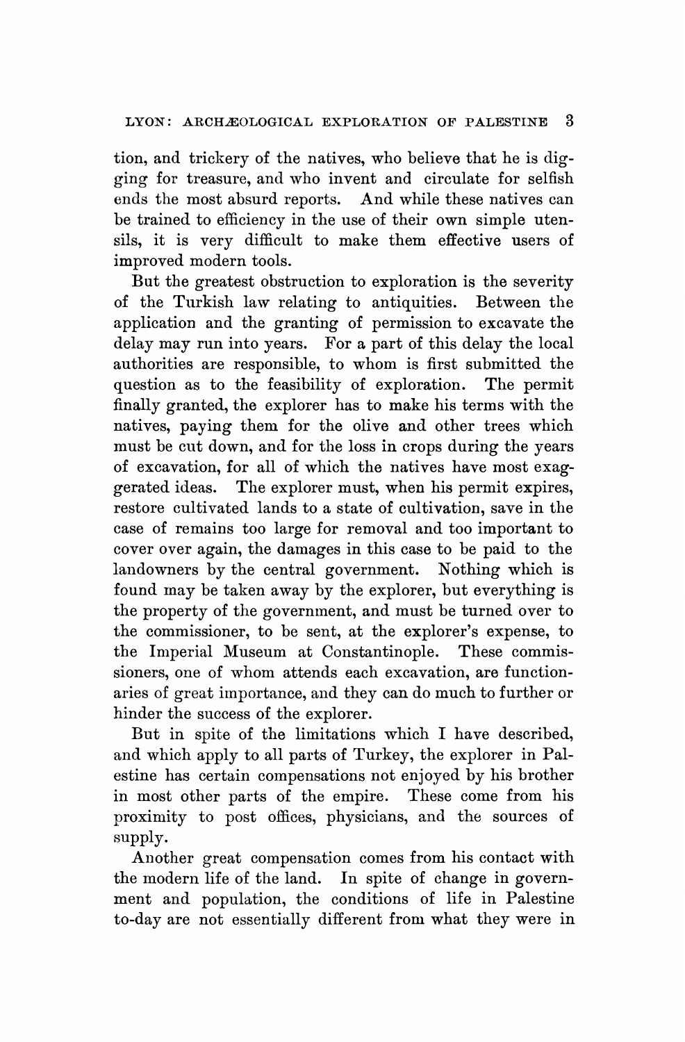tion, and trickery of the natives, who believe that he is digging for treasure, and who invent and circulate for selfish ends the most absurd reports. And while these natives can be trained to efficiency in the use of their own simple utensils, it is very difficult to make them effective users of improved modern tools.

But the greatest obstruction to exploration is the severity of the Turkish law relating to antiquities. Between the application and the granting of permission to excavate the delay may run into years. For a part of this delay the local authorities are responsible, to whom is first submitted the question as to the feasibility of exploration. The permit finally granted, the explorer has to make his terms with the natives, paying them for the olive and other trees which must be cut down, and for the loss in crops during the years of excavation, for all of which the natives have most exaggerated ideas. The explorer must, when his permit expires, restore cultivated lands to a state of cultivation, save in the case of remains too large for removal and too important to cover over again, the damages in this case to be paid to the landowners by the central government. Nothing which is found may be taken away by the explorer, but everything is the property of the government, and must be turned over to the commissioner, to be sent, at the explorer's expense, to the Imperial Museum at Constantinople. These commissioners, one of whom attends each excavation, are functionaries of great importance, and they can do much to further or hinder the success of the explorer.

But in spite of the limitations which I have described, and which apply to all parts of Turkey, the explorer in Palestine has certain compensations not enjoyed by his brother in most other parts of the empire. These come from his proximity to post offices, physicians, and the sources of supply.

Another great compensation comes from his contact with the modern life of the land. In spite of change in government and population, the conditions of life in Palestine to-day are not essentially different from what they were in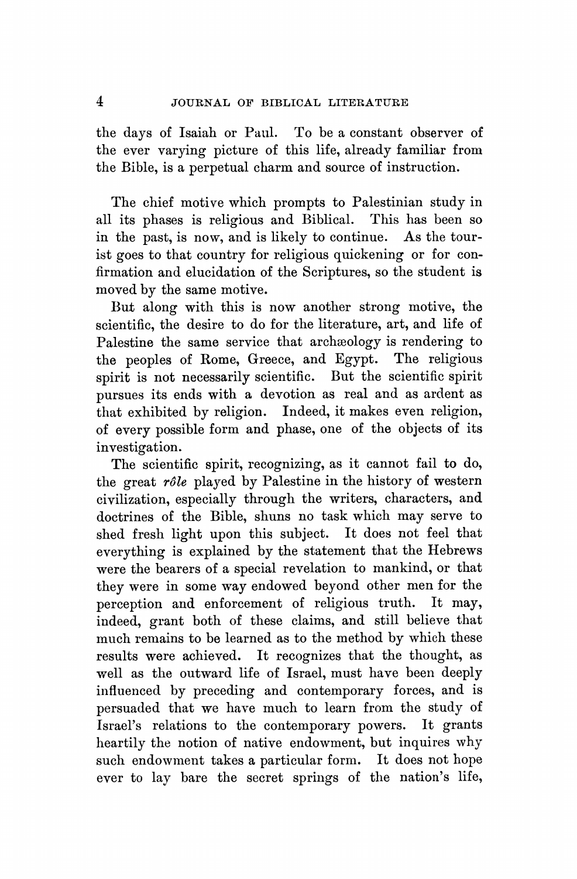the days of Isaiah or Paul. To be a constant observer of the ever varying picture of this life, already familiar from the Bible, is a perpetual charm and source of instruction.

The chief motive which prompts to Palestinian study in all its phases is religious and Biblical. This has been so in the past, is now, and is likely to continue. As the tourist goes to that country for religious quickening or for confirmation and elucidation of the Scriptures, so the student is moved by the same motive.

But along with this is now another strong motive, the scientific, the desire to do for the literature, art, and life of Palestine the same service that archæology is rendering to the peoples of Rome, Greece, and Egypt. The religious spirit is not necessarily scientific. But the scientific spirit pursues its ends with a devotion as real and as ardent as that exhibited by religion. Indeed, it makes even religion, of every possible form and phase, one of the objects of its investigation.

The scientific spirit, recognizing, as it cannot fail to do, the great *rôle* played by Palestine in the history of western civilization, especially through the writers, characters, and doctrines of the Bible, shuns no task which may serve to shed fresh light upon this subject. It does not feel that everything is explained by the statement that the Hebrews were the bearers of a special revelation to mankind, or that they were in some way endowed beyond other men for the perception and enforcement of religious truth. It may, indeed, grant both of these claims, and still believe that much remains to be learned as to the method by which these results were achieved. It recognizes that the thought, as well as the outward life of Israel, must have been deeply influenced by preceding and contemporary forces, and is persuaded that we have much to learn from the study of Israel's relations to the contemporary powers. It grants heartily the notion of native endowment, but inquires why such endowment takes a particular form. It does not hope ever to lay bare the secret springs of the nation's life,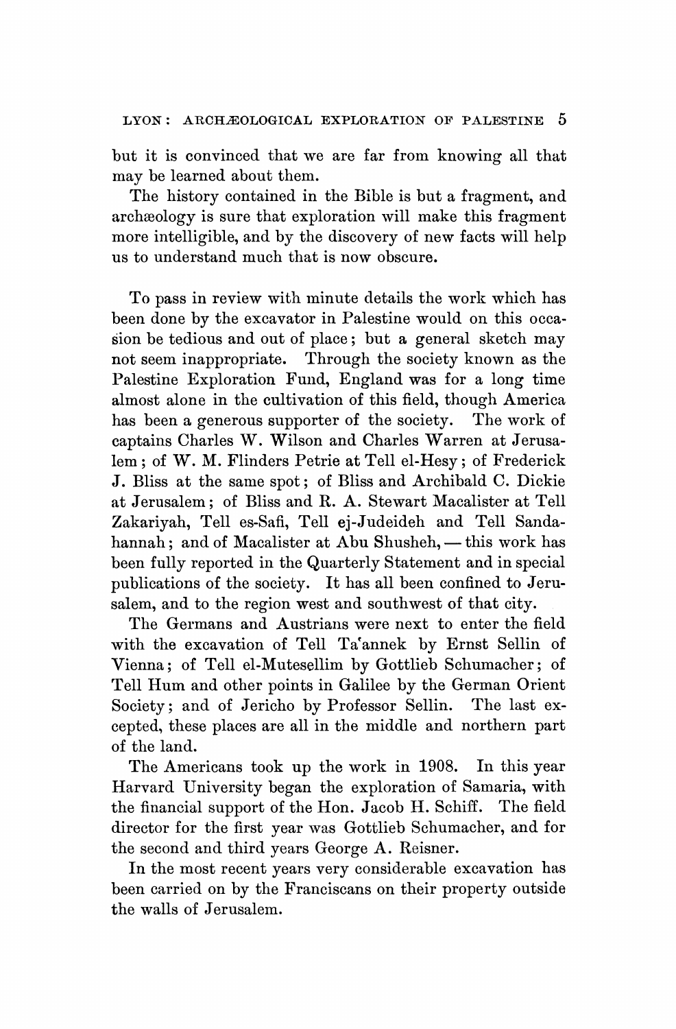but it is convinced that we are far from knowing all that may be learned about them.

The history contained in the Bible is but a fragment, and archæology is sure that exploration will make this fragment more intelligible, and by the discovery of new facts will help us to understand much that is now obscure.

To pass in review with minute details the work which has been done by the excavator in Palestine would on this occasion be tedious and out of place; but a general sketch may not seem inappropriate. Through the society known as the Palestine Exploration Fund, England was for a long time almost alone in the cultivation of this field, though America has been a generous supporter of the society. The work of captains Charles W. Wilson and Charles Warren at Jerusalem; of W. M. Flinders Petrie at Tell el-Hesy; of Frederick J. Bliss at the same spot; of Bliss and Archibald C. Dickie at Jerusalem; of Bliss and R. A. Stewart Macalister at Tell Zakariyah, Tell es-Safi, Tell ej-Judeideh and Tell Sandahannah; and of Macalister at Abu Shusheh, — this work has been fully reported in the Quarterly Statement and in special publications of the society. It has all been confined to Jerusalem, and to the region west and southwest of that city.

The Germans and Austrians were next to enter the field with the excavation of Tell Taʿannek by Ernst Sellin of Vienna; of Tell el-Mutesellim by Gottlieb Schumacher; of Tell Hum and other points in Galilee by the German Orient Society; and of Jericho by Professor Sellin. The last excepted, these places are all in the middle and northern part of the land.

The Americans took up the work in 1908. In this year Harvard University began the exploration of Samaria, with the financial support of the Hon. Jacob H. Schiff. The field director for the first year was Gottlieb Schumacher, and for the second and third years George A. Reisner.

In the most recent years very considerable excavation has been carried on by the Franciscans on their property outside the walls of Jerusalem.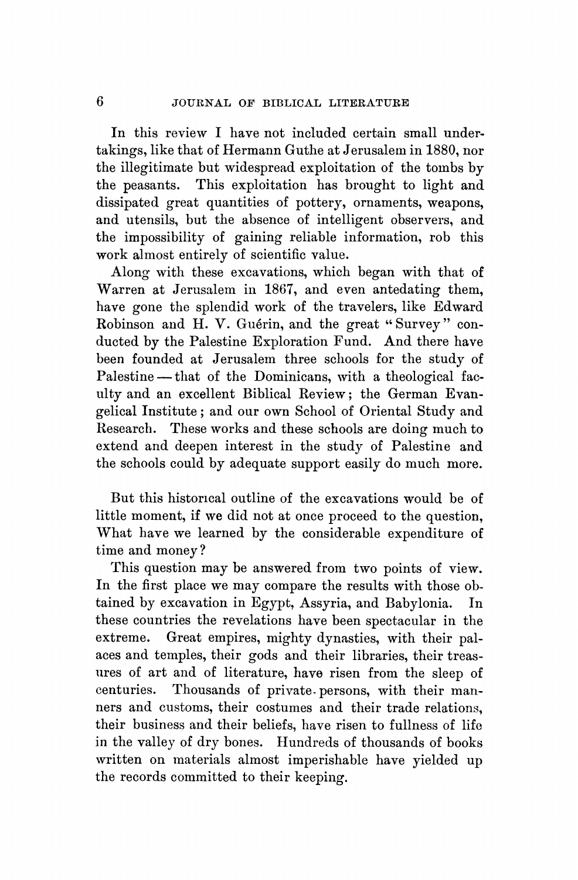In this review I have not included certain small undertakings, like that of Hermann Guthe at Jerusalem in 1880, nor the illegitimate but widespread exploitation of the tombs by the peasants. This exploitation has brought to light and dissipated great quantities of pottery, ornaments, weapons, and utensils, but the absence of intelligent observers, and the impossibility of gaining reliable information, rob this work almost entirely of scientific value.

Along with these excavations, which began with that of Warren at Jerusalem in 1867, and even antedating them, have gone the splendid work of the travelers, like Edward Robinson and H. V. Guérin, and the great "Survey" conducted by the Palestine Exploration Fund. And there have been founded at Jerusalem three schools for the study of Palestine — that of the Dominicans, with a theological faculty and an excellent Biblical Review; the German Evangelical Institute; and our own School of Oriental Study and Research. These works and these schools are doing much to extend and deepen interest in the study of Palestine and the schools could by adequate support easily do much more.

But this historical outline of the excavations would be of little moment, if we did not at once proceed to the question, What have we learned by the considerable expenditure of time and money?

This question may be answered from two points of view. In the first place we may compare the results with those obtained by excavation in Egypt, Assyria, and Babylonia. In these countries the revelations have been spectacular in the extreme. Great empires, mighty dynasties, with their palaces and temples, their gods and their libraries, their treasures of art and of literature, have risen from the sleep of centuries. Thousands of private persons, with their manners and customs, their costumes and their trade relations, their business and their beliefs, have risen to fullness of life in the valley of dry bones. Hundreds of thousands of books written on materials almost imperishable have yielded up the records committed to their keeping.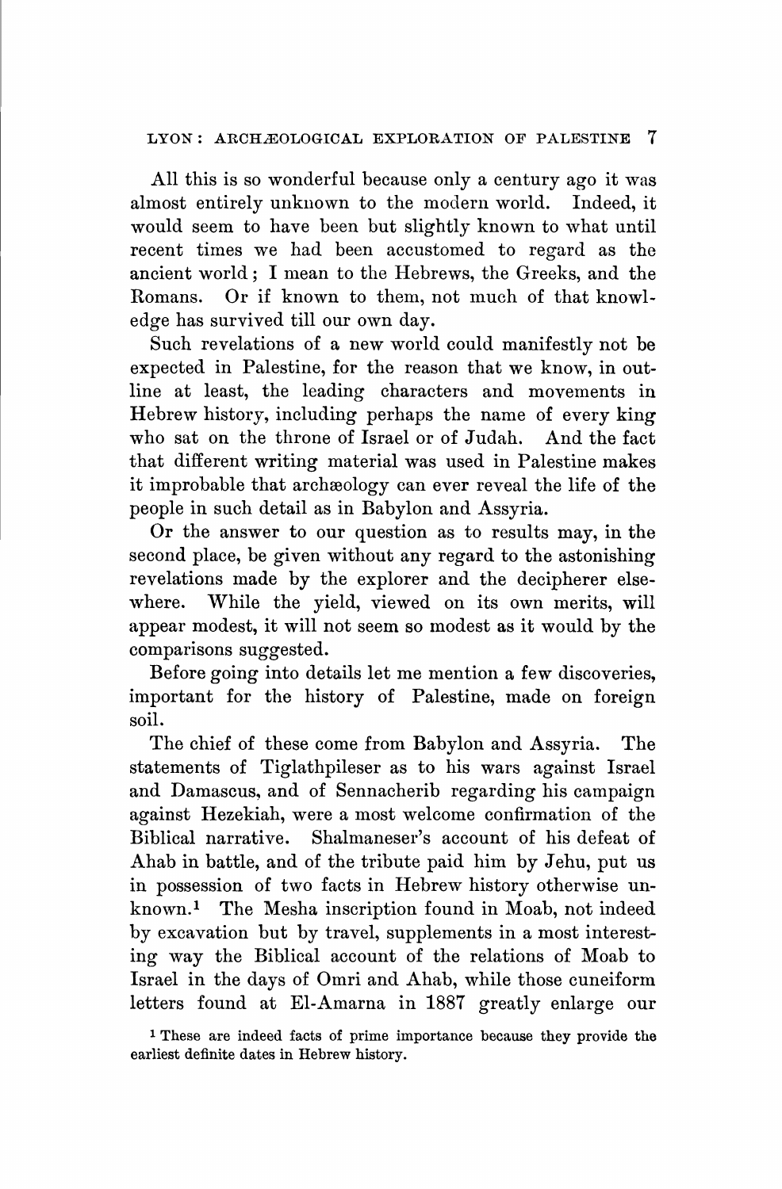All this is so wonderful because only a century ago it was almost entirely unknown to the modern world. Indeed, it would seem to have been but slightly known to what until recent times we had been accustomed to regard as the ancient world; I mean to the Hebrews, the Greeks, and the Romans. Or if known to them, not much of that knowledge has survived till our own day.

Such revelations of a new world could manifestly not be expected in Palestine, for the reason that we know, in outline at least, the leading characters and movements in Hebrew history, including perhaps the name of every king who sat on the throne of Israel or of Judah. And the fact that different writing material was used in Palestine makes it improbable that archæology can ever reveal the life of the people in such detail as in Babylon and Assyria.

Or the answer to our question as to results may, in the second place, be given without any regard to the astonishing revelations made by the explorer and the decipherer elsewhere. While the yield, viewed on its own merits, will appear modest, it will not seem so modest as it would by the comparisons suggested.

Before going into details let me mention a few discoveries, important for the history of Palestine, made on foreign soil.

The chief of these come from Babylon and Assyria. The statements of Tiglathpileser as to his wars against Israel and Damascus, and of Sennacherib regarding his campaign against Hezekiah, were a most welcome confirmation of the Biblical narrative. Shalmaneser's account of his defeat of Ahab in battle, and of the tribute paid him by Jehu, put us in possession of two facts in Hebrew history otherwise unknown.[1] The Mesha inscription found in Moab, not indeed by excavation but by travel, supplements in a most interesting way the Biblical account of the relations of Moab to Israel in the days of Omri and Ahab, while those cuneiform letters found at El-Amarna in 1887 greatly enlarge our

[1] These are indeed facts of prime importance because they provide the earliest definite dates in Hebrew history.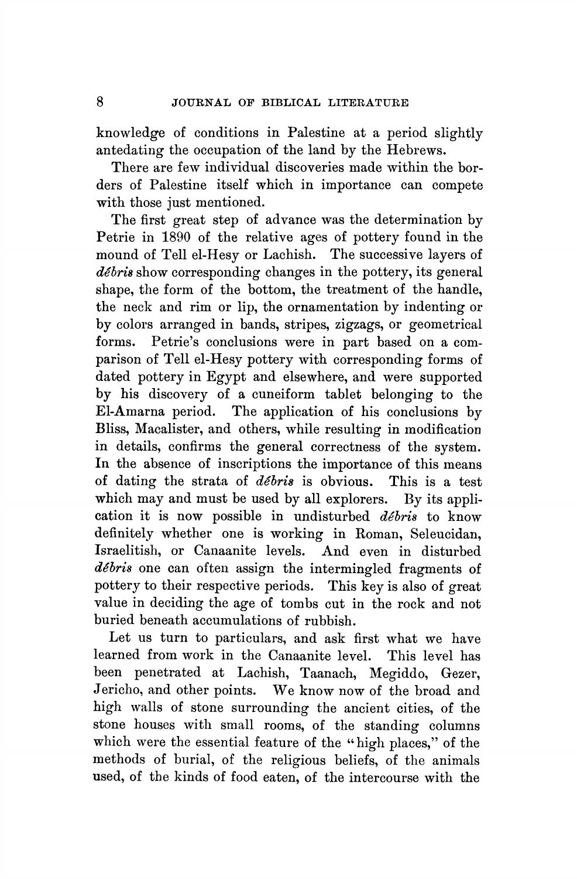knowledge of conditions in Palestine at a period slightly antedating the occupation of the land by the Hebrews.

There are few individual discoveries made within the borders of Palestine itself which in importance can compete with those just mentioned.

The first great step of advance was the determination by Petrie in 1890 of the relative ages of pottery found in the mound of Tell el-Hesy or Lachish. The successive layers of *débris* show corresponding changes in the pottery, its general shape, the form of the bottom, the treatment of the handle, the neck and rim or lip, the ornamentation by indenting or by colors arranged in bands, stripes, zigzags, or geometrical forms. Petrie's conclusions were in part based on a comparison of Tell el-Hesy pottery with corresponding forms of dated pottery in Egypt and elsewhere, and were supported by his discovery of a cuneiform tablet belonging to the El-Amarna period. The application of his conclusions by Bliss, Macalister, and others, while resulting in modification in details, confirms the general correctness of the system. In the absence of inscriptions the importance of this means of dating the strata of *débris* is obvious. This is a test which may and must be used by all explorers. By its application it is now possible in undisturbed *débris* to know definitely whether one is working in Roman, Seleucidan, Israelitish, or Canaanite levels. And even in disturbed *débris* one can often assign the intermingled fragments of pottery to their respective periods. This key is also of great value in deciding the age of tombs cut in the rock and not buried beneath accumulations of rubbish.

Let us turn to particulars, and ask first what we have learned from work in the Canaanite level. This level has been penetrated at Lachish, Taanach, Megiddo, Gezer, Jericho, and other points. We know now of the broad and high walls of stone surrounding the ancient cities, of the stone houses with small rooms, of the standing columns which were the essential feature of the "high places," of the methods of burial, of the religious beliefs, of the animals used, of the kinds of food eaten, of the intercourse with the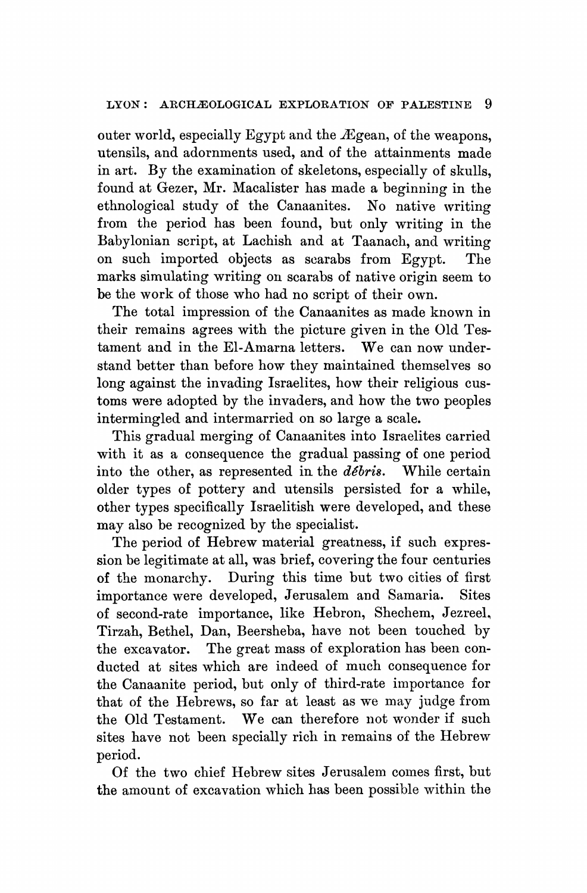outer world, especially Egypt and the Ægean, of the weapons, utensils, and adornments used, and of the attainments made in art. By the examination of skeletons, especially of skulls, found at Gezer, Mr. Macalister has made a beginning in the ethnological study of the Canaanites. No native writing from the period has been found, but only writing in the Babylonian script, at Lachish and at Taanach, and writing on such imported objects as scarabs from Egypt. The marks simulating writing on scarabs of native origin seem to be the work of those who had no script of their own.

The total impression of the Canaanites as made known in their remains agrees with the picture given in the Old Testament and in the El-Amarna letters. We can now understand better than before how they maintained themselves so long against the invading Israelites, how their religious customs were adopted by the invaders, and how the two peoples intermingled and intermarried on so large a scale.

This gradual merging of Canaanites into Israelites carried with it as a consequence the gradual passing of one period into the other, as represented in the *débris*. While certain older types of pottery and utensils persisted for a while, other types specifically Israelitish were developed, and these may also be recognized by the specialist.

The period of Hebrew material greatness, if such expression be legitimate at all, was brief, covering the four centuries of the monarchy. During this time but two cities of first importance were developed, Jerusalem and Samaria. Sites of second-rate importance, like Hebron, Shechem, Jezreel, Tirzah, Bethel, Dan, Beersheba, have not been touched by the excavator. The great mass of exploration has been conducted at sites which are indeed of much consequence for the Canaanite period, but only of third-rate importance for that of the Hebrews, so far at least as we may judge from the Old Testament. We can therefore not wonder if such sites have not been specially rich in remains of the Hebrew period.

Of the two chief Hebrew sites Jerusalem comes first, but the amount of excavation which has been possible within the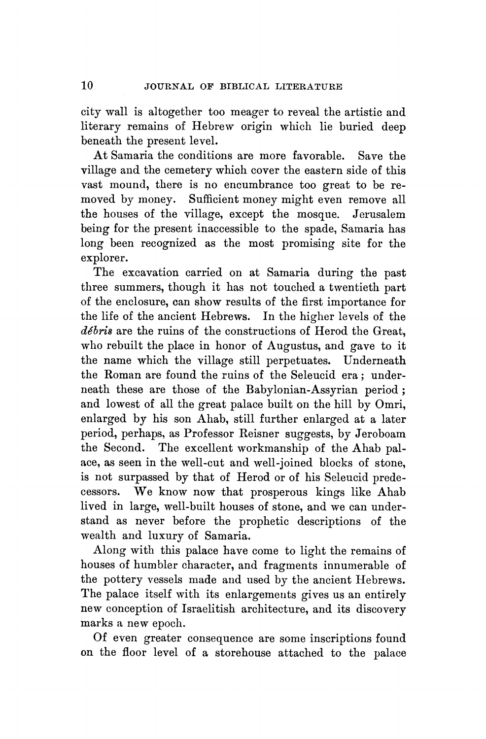city wall is altogether too meager to reveal the artistic and literary remains of Hebrew origin which lie buried deep beneath the present level.

At Samaria the conditions are more favorable. Save the village and the cemetery which cover the eastern side of this vast mound, there is no encumbrance too great to be removed by money. Sufficient money might even remove all the houses of the village, except the mosque. Jerusalem being for the present inaccessible to the spade, Samaria has long been recognized as the most promising site for the explorer.

The excavation carried on at Samaria during the past three summers, though it has not touched a twentieth part of the enclosure, can show results of the first importance for the life of the ancient Hebrews. In the higher levels of the *débris* are the ruins of the constructions of Herod the Great, who rebuilt the place in honor of Augustus, and gave to it the name which the village still perpetuates. Underneath the Roman are found the ruins of the Seleucid era; underneath these are those of the Babylonian-Assyrian period; and lowest of all the great palace built on the hill by Omri, enlarged by his son Ahab, still further enlarged at a later period, perhaps, as Professor Reisner suggests, by Jeroboam the Second. The excellent workmanship of the Ahab palace, as seen in the well-cut and well-joined blocks of stone, is not surpassed by that of Herod or of his Seleucid predecessors. We know now that prosperous kings like Ahab lived in large, well-built houses of stone, and we can understand as never before the prophetic descriptions of the wealth and luxury of Samaria.

Along with this palace have come to light the remains of houses of humbler character, and fragments innumerable of the pottery vessels made and used by the ancient Hebrews. The palace itself with its enlargements gives us an entirely new conception of Israelitish architecture, and its discovery marks a new epoch.

Of even greater consequence are some inscriptions found on the floor level of a storehouse attached to the palace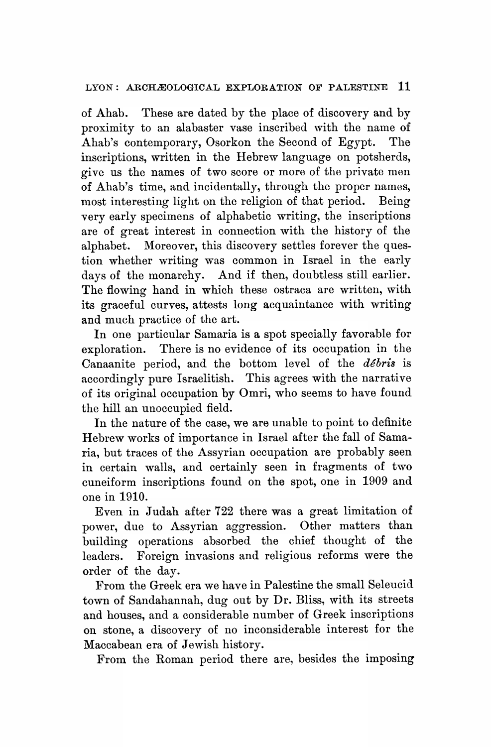of Ahab. These are dated by the place of discovery and by proximity to an alabaster vase inscribed with the name of Ahab's contemporary, Osorkon the Second of Egypt. The inscriptions, written in the Hebrew language on potsherds, give us the names of two score or more of the private men of Ahab's time, and incidentally, through the proper names, most interesting light on the religion of that period. Being very early specimens of alphabetic writing, the inscriptions are of great interest in connection with the history of the alphabet. Moreover, this discovery settles forever the question whether writing was common in Israel in the early days of the monarchy. And if then, doubtless still earlier. The flowing hand in which these ostraca are written, with its graceful curves, attests long acquaintance with writing and much practice of the art.

In one particular Samaria is a spot specially favorable for exploration. There is no evidence of its occupation in the Canaanite period, and the bottom level of the *débris* is accordingly pure Israelitish. This agrees with the narrative of its original occupation by Omri, who seems to have found the hill an unoccupied field.

In the nature of the case, we are unable to point to definite Hebrew works of importance in Israel after the fall of Samaria, but traces of the Assyrian occupation are probably seen in certain walls, and certainly seen in fragments of two cuneiform inscriptions found on the spot, one in 1909 and one in 1910.

Even in Judah after 722 there was a great limitation of power, due to Assyrian aggression. Other matters than building operations absorbed the chief thought of the leaders. Foreign invasions and religious reforms were the order of the day.

From the Greek era we have in Palestine the small Seleucid town of Sandahannah, dug out by Dr. Bliss, with its streets and houses, and a considerable number of Greek inscriptions on stone, a discovery of no inconsiderable interest for the Maccabean era of Jewish history.

From the Roman period there are, besides the imposing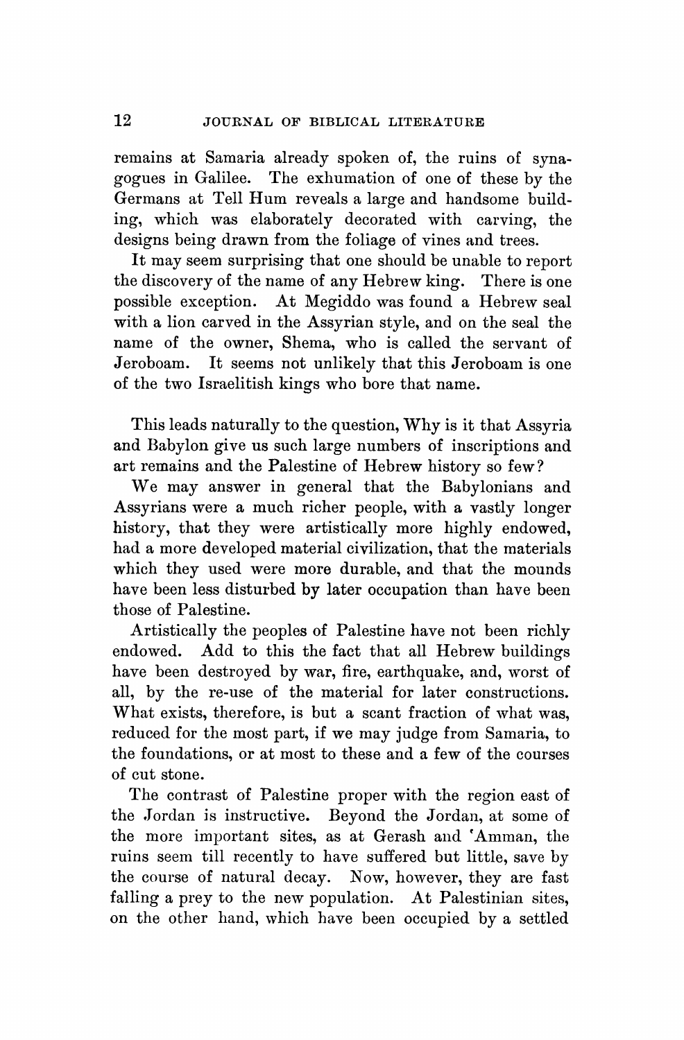remains at Samaria already spoken of, the ruins of synagogues in Galilee. The exhumation of one of these by the Germans at Tell Hum reveals a large and handsome building, which was elaborately decorated with carving, the designs being drawn from the foliage of vines and trees.

It may seem surprising that one should be unable to report the discovery of the name of any Hebrew king. There is one possible exception. At Megiddo was found a Hebrew seal with a lion carved in the Assyrian style, and on the seal the name of the owner, Shema, who is called the servant of Jeroboam. It seems not unlikely that this Jeroboam is one of the two Israelitish kings who bore that name.

This leads naturally to the question, Why is it that Assyria and Babylon give us such large numbers of inscriptions and art remains and the Palestine of Hebrew history so few?

We may answer in general that the Babylonians and Assyrians were a much richer people, with a vastly longer history, that they were artistically more highly endowed, had a more developed material civilization, that the materials which they used were more durable, and that the mounds have been less disturbed by later occupation than have been those of Palestine.

Artistically the peoples of Palestine have not been richly endowed. Add to this the fact that all Hebrew buildings have been destroyed by war, fire, earthquake, and, worst of all, by the re-use of the material for later constructions. What exists, therefore, is but a scant fraction of what was, reduced for the most part, if we may judge from Samaria, to the foundations, or at most to these and a few of the courses of cut stone.

The contrast of Palestine proper with the region east of the Jordan is instructive. Beyond the Jordan, at some of the more important sites, as at Gerash and ʿAmman, the ruins seem till recently to have suffered but little, save by the course of natural decay. Now, however, they are fast falling a prey to the new population. At Palestinian sites, on the other hand, which have been occupied by a settled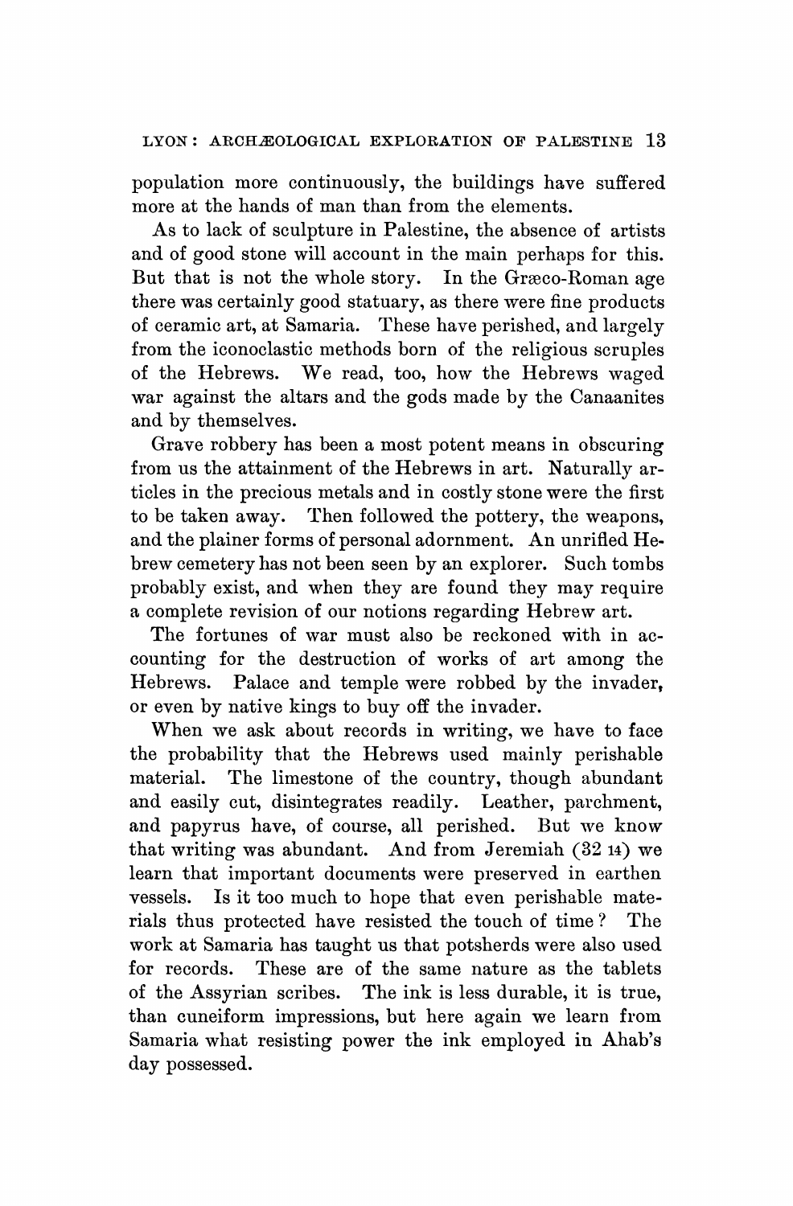population more continuously, the buildings have suffered more at the hands of man than from the elements.

As to lack of sculpture in Palestine, the absence of artists and of good stone will account in the main perhaps for this. But that is not the whole story. In the Græco-Roman age there was certainly good statuary, as there were fine products of ceramic art, at Samaria. These have perished, and largely from the iconoclastic methods born of the religious scruples of the Hebrews. We read, too, how the Hebrews waged war against the altars and the gods made by the Canaanites and by themselves.

Grave robbery has been a most potent means in obscuring from us the attainment of the Hebrews in art. Naturally articles in the precious metals and in costly stone were the first to be taken away. Then followed the pottery, the weapons, and the plainer forms of personal adornment. An unrifled Hebrew cemetery has not been seen by an explorer. Such tombs probably exist, and when they are found they may require a complete revision of our notions regarding Hebrew art.

The fortunes of war must also be reckoned with in accounting for the destruction of works of art among the Hebrews. Palace and temple were robbed by the invader, or even by native kings to buy off the invader.

When we ask about records in writing, we have to face the probability that the Hebrews used mainly perishable material. The limestone of the country, though abundant and easily cut, disintegrates readily. Leather, parchment, and papyrus have, of course, all perished. But we know that writing was abundant. And from Jeremiah (32 14) we learn that important documents were preserved in earthen vessels. Is it too much to hope that even perishable materials thus protected have resisted the touch of time? The work at Samaria has taught us that potsherds were also used for records. These are of the same nature as the tablets of the Assyrian scribes. The ink is less durable, it is true, than cuneiform impressions, but here again we learn from Samaria what resisting power the ink employed in Ahab's day possessed.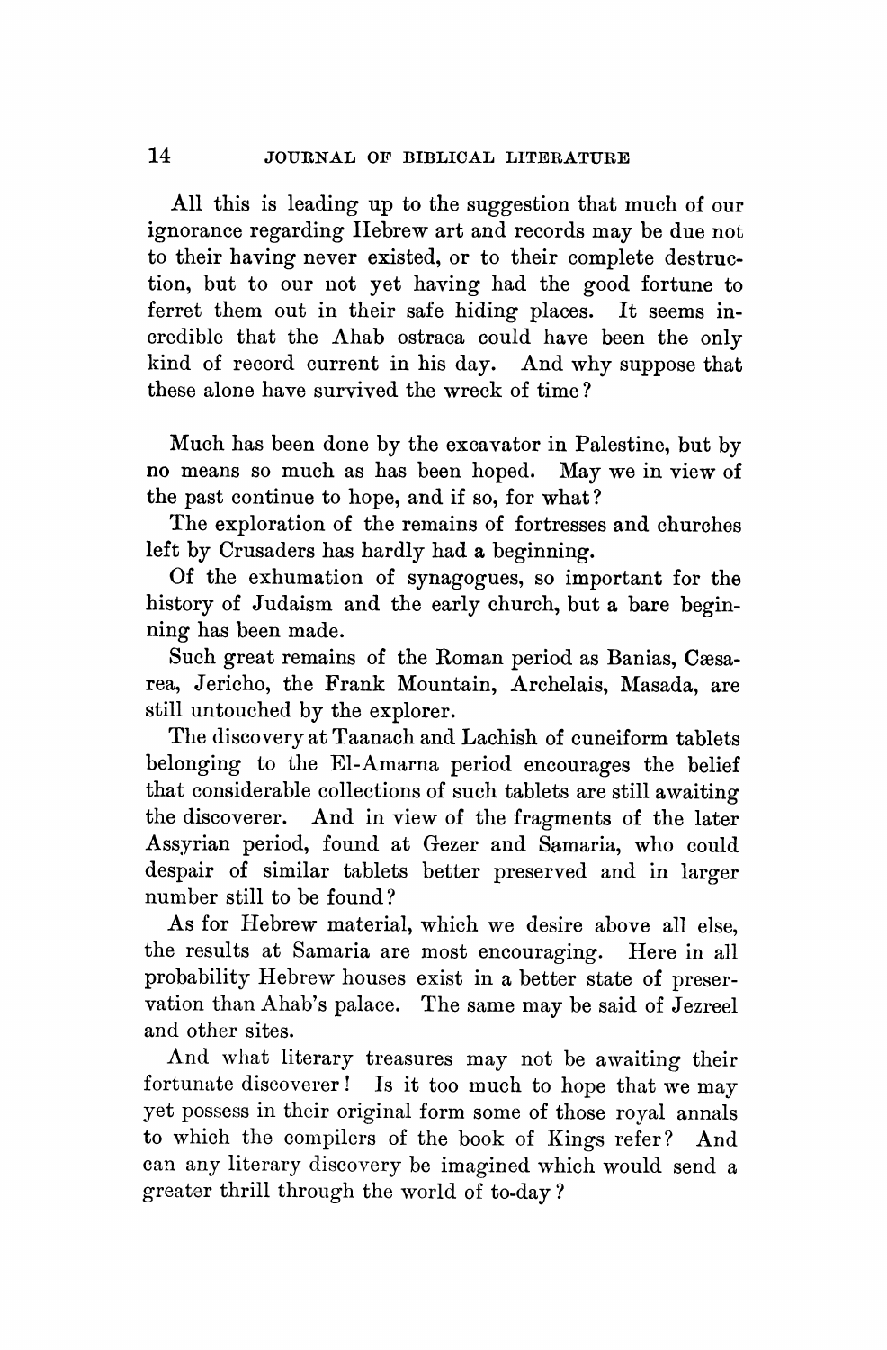All this is leading up to the suggestion that much of our ignorance regarding Hebrew art and records may be due not to their having never existed, or to their complete destruction, but to our not yet having had the good fortune to ferret them out in their safe hiding places. It seems incredible that the Ahab ostraca could have been the only kind of record current in his day. And why suppose that these alone have survived the wreck of time?

Much has been done by the excavator in Palestine, but by no means so much as has been hoped. May we in view of the past continue to hope, and if so, for what?

The exploration of the remains of fortresses and churches left by Crusaders has hardly had a beginning.

Of the exhumation of synagogues, so important for the history of Judaism and the early church, but a bare beginning has been made.

Such great remains of the Roman period as Banias, Cæsarea, Jericho, the Frank Mountain, Archelais, Masada, are still untouched by the explorer.

The discovery at Taanach and Lachish of cuneiform tablets belonging to the El-Amarna period encourages the belief that considerable collections of such tablets are still awaiting the discoverer. And in view of the fragments of the later Assyrian period, found at Gezer and Samaria, who could despair of similar tablets better preserved and in larger number still to be found?

As for Hebrew material, which we desire above all else, the results at Samaria are most encouraging. Here in all probability Hebrew houses exist in a better state of preservation than Ahab's palace. The same may be said of Jezreel and other sites.

And what literary treasures may not be awaiting their fortunate discoverer! Is it too much to hope that we may yet possess in their original form some of those royal annals to which the compilers of the book of Kings refer? And can any literary discovery be imagined which would send a greater thrill through the world of to-day?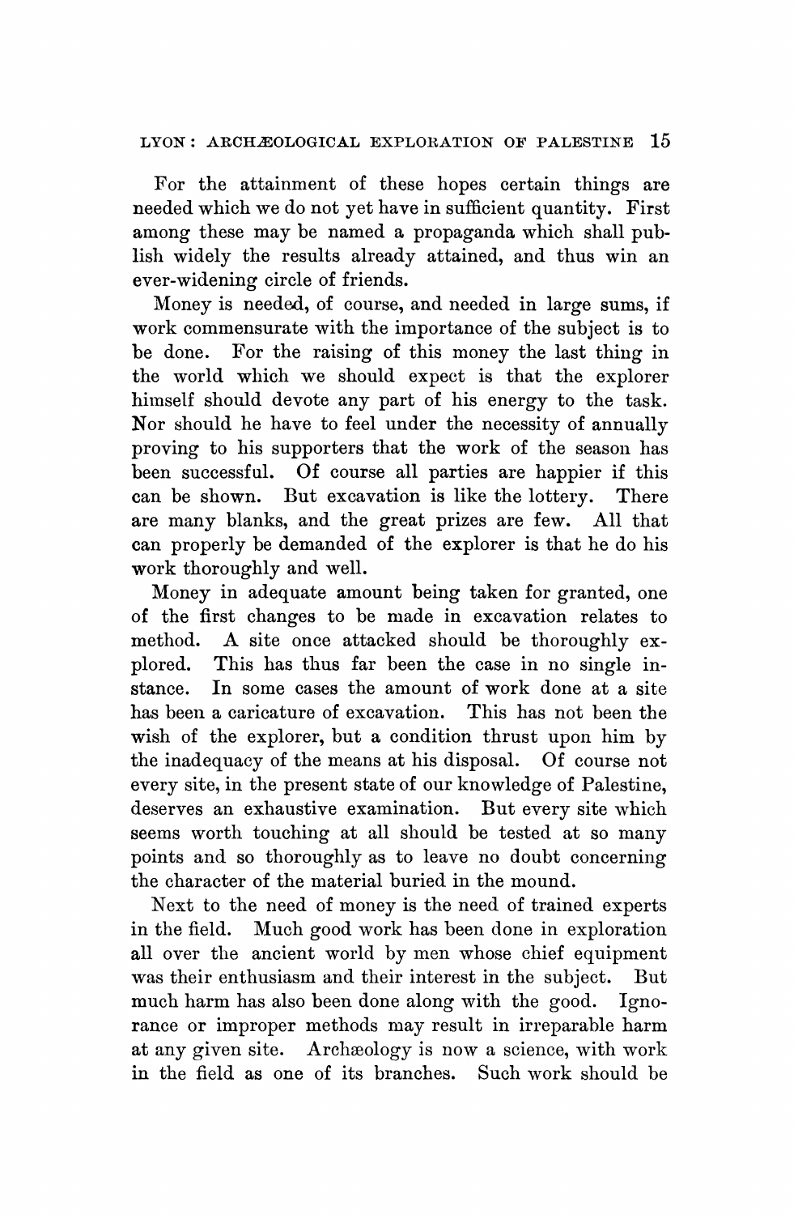For the attainment of these hopes certain things are needed which we do not yet have in sufficient quantity. First among these may be named a propaganda which shall publish widely the results already attained, and thus win an ever-widening circle of friends.

Money is needed, of course, and needed in large sums, if work commensurate with the importance of the subject is to be done. For the raising of this money the last thing in the world which we should expect is that the explorer himself should devote any part of his energy to the task. Nor should he have to feel under the necessity of annually proving to his supporters that the work of the season has been successful. Of course all parties are happier if this can be shown. But excavation is like the lottery. There are many blanks, and the great prizes are few. All that can properly be demanded of the explorer is that he do his work thoroughly and well.

Money in adequate amount being taken for granted, one of the first changes to be made in excavation relates to method. A site once attacked should be thoroughly explored. This has thus far been the case in no single instance. In some cases the amount of work done at a site has been a caricature of excavation. This has not been the wish of the explorer, but a condition thrust upon him by the inadequacy of the means at his disposal. Of course not every site, in the present state of our knowledge of Palestine, deserves an exhaustive examination. But every site which seems worth touching at all should be tested at so many points and so thoroughly as to leave no doubt concerning the character of the material buried in the mound.

Next to the need of money is the need of trained experts in the field. Much good work has been done in exploration all over the ancient world by men whose chief equipment was their enthusiasm and their interest in the subject. But much harm has also been done along with the good. Ignorance or improper methods may result in irreparable harm at any given site. Archæology is now a science, with work in the field as one of its branches. Such work should be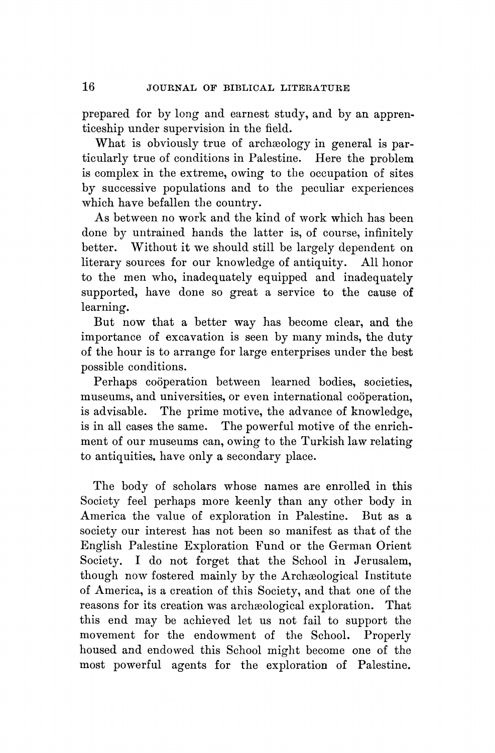prepared for by long and earnest study, and by an apprenticeship under supervision in the field.

What is obviously true of archæology in general is particularly true of conditions in Palestine. Here the problem is complex in the extreme, owing to the occupation of sites by successive populations and to the peculiar experiences which have befallen the country.

As between no work and the kind of work which has been done by untrained hands the latter is, of course, infinitely better. Without it we should still be largely dependent on literary sources for our knowledge of antiquity. All honor to the men who, inadequately equipped and inadequately supported, have done so great a service to the cause of learning.

But now that a better way has become clear, and the importance of excavation is seen by many minds, the duty of the hour is to arrange for large enterprises under the best possible conditions.

Perhaps coöperation between learned bodies, societies, museums, and universities, or even international coöperation, is advisable. The prime motive, the advance of knowledge, is in all cases the same. The powerful motive of the enrichment of our museums can, owing to the Turkish law relating to antiquities, have only a secondary place.

The body of scholars whose names are enrolled in this Society feel perhaps more keenly than any other body in America the value of exploration in Palestine. But as a society our interest has not been so manifest as that of the English Palestine Exploration Fund or the German Orient Society. I do not forget that the School in Jerusalem, though now fostered mainly by the Archæological Institute of America, is a creation of this Society, and that one of the reasons for its creation was archæological exploration. That this end may be achieved let us not fail to support the movement for the endowment of the School. Properly housed and endowed this School might become one of the most powerful agents for the exploration of Palestine.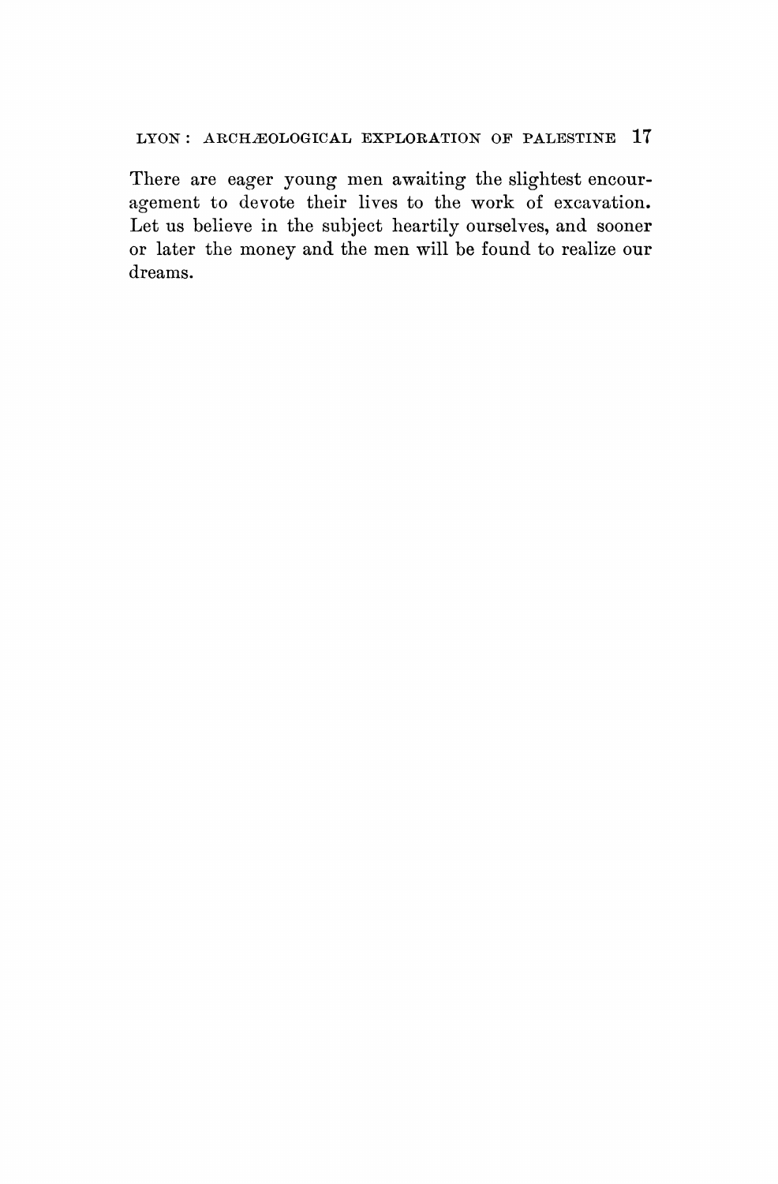There are eager young men awaiting the slightest encouragement to devote their lives to the work of excavation. Let us believe in the subject heartily ourselves, and sooner or later the money and the men will be found to realize our dreams.